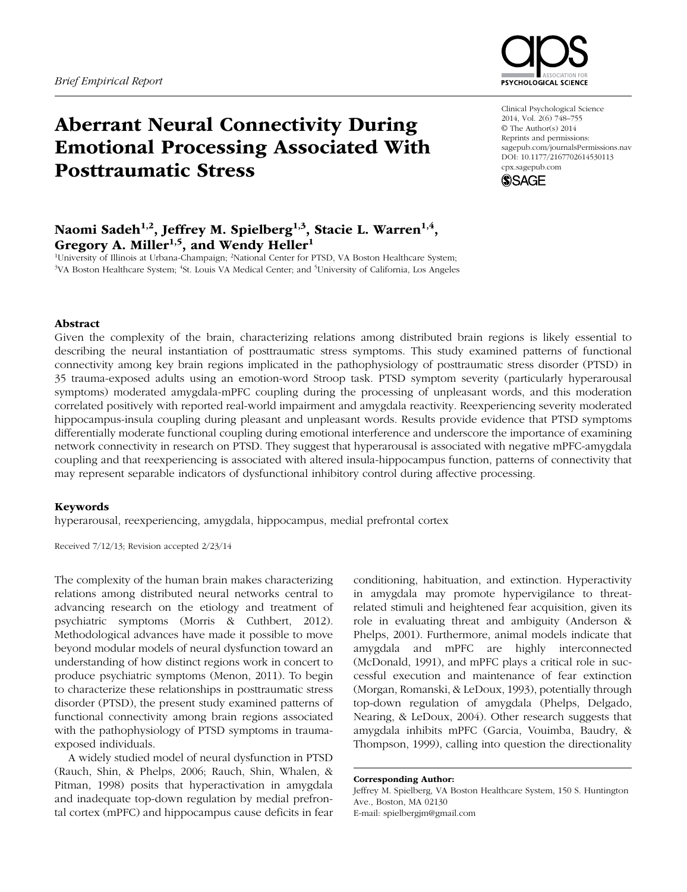*Brief Empirical Report*

# Aberrant Neural Connectivity During Emotional Processing Associated With Posttraumatic Stress

Clinical Psychological Science
© The Author(s) 2014
Reprints and permissions: sagepub.com/journalsPermissions.nav
DOI: 10.1177/2167702614530113
cpx.sagepub.com

**Naomi Sadeh[1,2], Jeffrey M. Spielberg[1,3], Stacie L. Warren[1,4], Gregory A. Miller[1,5], and Wendy Heller[1]**

[1]University of Illinois at Urbana-Champaign; [2]National Center for PTSD, VA Boston Healthcare System; [3]VA Boston Healthcare System; [4]St. Louis VA Medical Center; and [5]University of California, Los Angeles

## Abstract

Given the complexity of the brain, characterizing relations among distributed brain regions is likely essential to describing the neural instantiation of posttraumatic stress symptoms. This study examined patterns of functional connectivity among key brain regions implicated in the pathophysiology of posttraumatic stress disorder (PTSD) in 35 trauma-exposed adults using an emotion-word Stroop task. PTSD symptom severity (particularly hyperarousal symptoms) moderated amygdala-mPFC coupling during the processing of unpleasant words, and this moderation correlated positively with reported real-world impairment and amygdala reactivity. Reexperiencing severity moderated hippocampus-insula coupling during pleasant and unpleasant words. Results provide evidence that PTSD symptoms differentially moderate functional coupling during emotional interference and underscore the importance of examining network connectivity in research on PTSD. They suggest that hyperarousal is associated with negative mPFC-amygdala coupling and that reexperiencing is associated with altered insula-hippocampus function, patterns of connectivity that may represent separable indicators of dysfunctional inhibitory control during affective processing.

## Keywords

hyperarousal, reexperiencing, amygdala, hippocampus, medial prefrontal cortex

Received 7/12/13; Revision accepted 2/23/14

The complexity of the human brain makes characterizing relations among distributed neural networks central to advancing research on the etiology and treatment of psychiatric symptoms (Morris & Cuthbert, 2012). Methodological advances have made it possible to move beyond modular models of neural dysfunction toward an understanding of how distinct regions work in concert to produce psychiatric symptoms (Menon, 2011). To begin to characterize these relationships in posttraumatic stress disorder (PTSD), the present study examined patterns of functional connectivity among brain regions associated with the pathophysiology of PTSD symptoms in trauma-exposed individuals.

A widely studied model of neural dysfunction in PTSD (Rauch, Shin, & Phelps, 2006; Rauch, Shin, Whalen, & Pitman, 1998) posits that hyperactivation in amygdala and inadequate top-down regulation by medial prefrontal cortex (mPFC) and hippocampus cause deficits in fear conditioning, habituation, and extinction. Hyperactivity in amygdala may promote hypervigilance to threat-related stimuli and heightened fear acquisition, given its role in evaluating threat and ambiguity (Anderson & Phelps, 2001). Furthermore, animal models indicate that amygdala and mPFC are highly interconnected (McDonald, 1991), and mPFC plays a critical role in successful execution and maintenance of fear extinction (Morgan, Romanski, & LeDoux, 1993), potentially through top-down regulation of amygdala (Phelps, Delgado, Nearing, & LeDoux, 2004). Other research suggests that amygdala inhibits mPFC (Garcia, Vouimba, Baudry, & Thompson, 1999), calling into question the directionality

**Corresponding Author:**
Jeffrey M. Spielberg, VA Boston Healthcare System, 150 S. Huntington Ave., Boston, MA 02130
E-mail: spielbergjm@gmail.com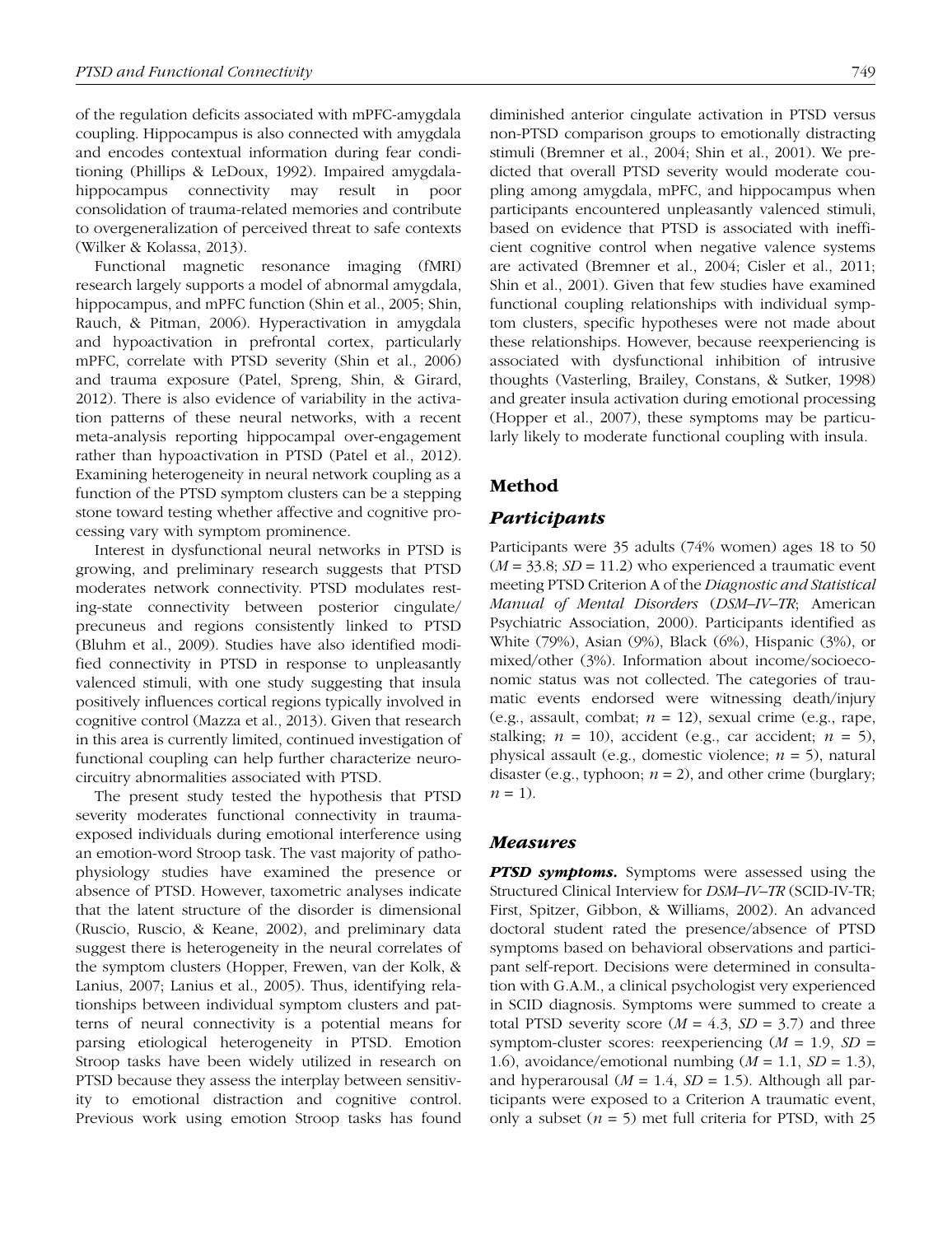of the regulation deficits associated with mPFC-amygdala coupling. Hippocampus is also connected with amygdala and encodes contextual information during fear conditioning (Phillips & LeDoux, 1992). Impaired amygdala-hippocampus connectivity may result in poor consolidation of trauma-related memories and contribute to overgeneralization of perceived threat to safe contexts (Wilker & Kolassa, 2013).

Functional magnetic resonance imaging (fMRI) research largely supports a model of abnormal amygdala, hippocampus, and mPFC function (Shin et al., 2005; Shin, Rauch, & Pitman, 2006). Hyperactivation in amygdala and hypoactivation in prefrontal cortex, particularly mPFC, correlate with PTSD severity (Shin et al., 2006) and trauma exposure (Patel, Spreng, Shin, & Girard, 2012). There is also evidence of variability in the activation patterns of these neural networks, with a recent meta-analysis reporting hippocampal over-engagement rather than hypoactivation in PTSD (Patel et al., 2012). Examining heterogeneity in neural network coupling as a function of the PTSD symptom clusters can be a stepping stone toward testing whether affective and cognitive processing vary with symptom prominence.

Interest in dysfunctional neural networks in PTSD is growing, and preliminary research suggests that PTSD moderates network connectivity. PTSD modulates resting-state connectivity between posterior cingulate/precuneus and regions consistently linked to PTSD (Bluhm et al., 2009). Studies have also identified modified connectivity in PTSD in response to unpleasantly valenced stimuli, with one study suggesting that insula positively influences cortical regions typically involved in cognitive control (Mazza et al., 2013). Given that research in this area is currently limited, continued investigation of functional coupling can help further characterize neurocircuitry abnormalities associated with PTSD.

The present study tested the hypothesis that PTSD severity moderates functional connectivity in trauma-exposed individuals during emotional interference using an emotion-word Stroop task. The vast majority of pathophysiology studies have examined the presence or absence of PTSD. However, taxometric analyses indicate that the latent structure of the disorder is dimensional (Ruscio, Ruscio, & Keane, 2002), and preliminary data suggest there is heterogeneity in the neural correlates of the symptom clusters (Hopper, Frewen, van der Kolk, & Lanius, 2007; Lanius et al., 2005). Thus, identifying relationships between individual symptom clusters and patterns of neural connectivity is a potential means for parsing etiological heterogeneity in PTSD. Emotion Stroop tasks have been widely utilized in research on PTSD because they assess the interplay between sensitivity to emotional distraction and cognitive control. Previous work using emotion Stroop tasks has found diminished anterior cingulate activation in PTSD versus non-PTSD comparison groups to emotionally distracting stimuli (Bremner et al., 2004; Shin et al., 2001). We predicted that overall PTSD severity would moderate coupling among amygdala, mPFC, and hippocampus when participants encountered unpleasantly valenced stimuli, based on evidence that PTSD is associated with inefficient cognitive control when negative valence systems are activated (Bremner et al., 2004; Cisler et al., 2011; Shin et al., 2001). Given that few studies have examined functional coupling relationships with individual symptom clusters, specific hypotheses were not made about these relationships. However, because reexperiencing is associated with dysfunctional inhibition of intrusive thoughts (Vasterling, Brailey, Constans, & Sutker, 1998) and greater insula activation during emotional processing (Hopper et al., 2007), these symptoms may be particularly likely to moderate functional coupling with insula.

## Method

### Participants

Participants were 35 adults (74% women) ages 18 to 50 ($M$ = 33.8; $SD$ = 11.2) who experienced a traumatic event meeting PTSD Criterion A of the *Diagnostic and Statistical Manual of Mental Disorders* (*DSM–IV–TR*; American Psychiatric Association, 2000). Participants identified as White (79%), Asian (9%), Black (6%), Hispanic (3%), or mixed/other (3%). Information about income/socioeconomic status was not collected. The categories of traumatic events endorsed were witnessing death/injury (e.g., assault, combat; $n$ = 12), sexual crime (e.g., rape, stalking; $n$ = 10), accident (e.g., car accident; $n$ = 5), physical assault (e.g., domestic violence; $n$ = 5), natural disaster (e.g., typhoon; $n$ = 2), and other crime (burglary; $n$ = 1).

### Measures

***PTSD symptoms.*** Symptoms were assessed using the Structured Clinical Interview for *DSM–IV–TR* (SCID-IV-TR; First, Spitzer, Gibbon, & Williams, 2002). An advanced doctoral student rated the presence/absence of PTSD symptoms based on behavioral observations and participant self-report. Decisions were determined in consultation with G.A.M., a clinical psychologist very experienced in SCID diagnosis. Symptoms were summed to create a total PTSD severity score ($M$ = 4.3, $SD$ = 3.7) and three symptom-cluster scores: reexperiencing ($M$ = 1.9, $SD$ = 1.6), avoidance/emotional numbing ($M$ = 1.1, $SD$ = 1.3), and hyperarousal ($M$ = 1.4, $SD$ = 1.5). Although all participants were exposed to a Criterion A traumatic event, only a subset ($n$ = 5) met full criteria for PTSD, with 25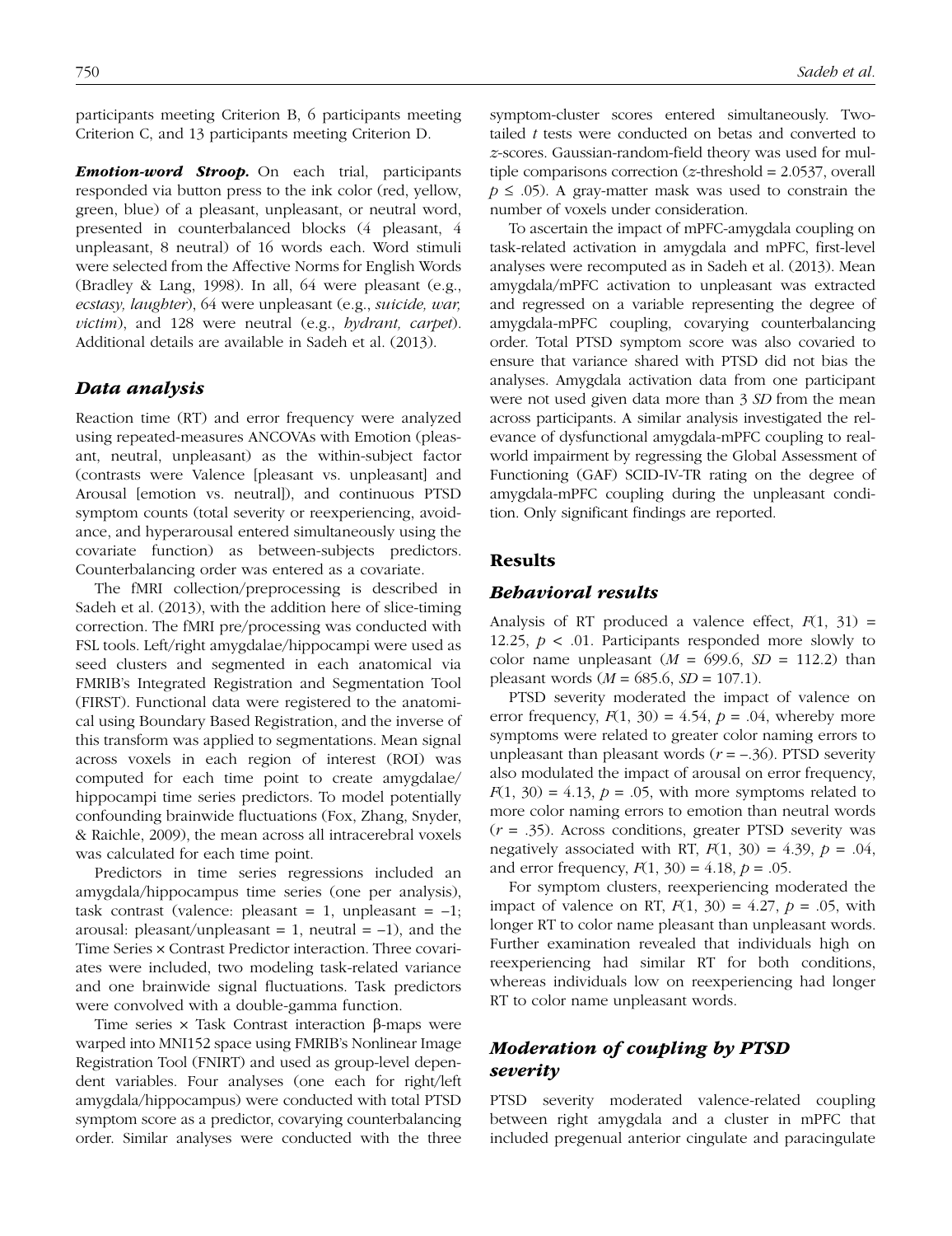participants meeting Criterion B, 6 participants meeting Criterion C, and 13 participants meeting Criterion D.

***Emotion-word Stroop.*** On each trial, participants responded via button press to the ink color (red, yellow, green, blue) of a pleasant, unpleasant, or neutral word, presented in counterbalanced blocks (4 pleasant, 4 unpleasant, 8 neutral) of 16 words each. Word stimuli were selected from the Affective Norms for English Words (Bradley & Lang, 1998). In all, 64 were pleasant (e.g., *ecstasy, laughter*), 64 were unpleasant (e.g., *suicide, war, victim*), and 128 were neutral (e.g., *hydrant, carpet*). Additional details are available in Sadeh et al. (2013).

## Data analysis

Reaction time (RT) and error frequency were analyzed using repeated-measures ANCOVAs with Emotion (pleasant, neutral, unpleasant) as the within-subject factor (contrasts were Valence [pleasant vs. unpleasant] and Arousal [emotion vs. neutral]), and continuous PTSD symptom counts (total severity or reexperiencing, avoidance, and hyperarousal entered simultaneously using the covariate function) as between-subjects predictors. Counterbalancing order was entered as a covariate.

The fMRI collection/preprocessing is described in Sadeh et al. (2013), with the addition here of slice-timing correction. The fMRI pre/processing was conducted with FSL tools. Left/right amygdalae/hippocampi were used as seed clusters and segmented in each anatomical via FMRIB's Integrated Registration and Segmentation Tool (FIRST). Functional data were registered to the anatomical using Boundary Based Registration, and the inverse of this transform was applied to segmentations. Mean signal across voxels in each region of interest (ROI) was computed for each time point to create amygdalae/hippocampi time series predictors. To model potentially confounding brainwide fluctuations (Fox, Zhang, Snyder, & Raichle, 2009), the mean across all intracerebral voxels was calculated for each time point.

Predictors in time series regressions included an amygdala/hippocampus time series (one per analysis), task contrast (valence: pleasant = 1, unpleasant = –1; arousal: pleasant/unpleasant = 1, neutral = –1), and the Time Series × Contrast Predictor interaction. Three covariates were included, two modeling task-related variance and one brainwide signal fluctuations. Task predictors were convolved with a double-gamma function.

Time series × Task Contrast interaction β-maps were warped into MNI152 space using FMRIB's Nonlinear Image Registration Tool (FNIRT) and used as group-level dependent variables. Four analyses (one each for right/left amygdala/hippocampus) were conducted with total PTSD symptom score as a predictor, covarying counterbalancing order. Similar analyses were conducted with the three symptom-cluster scores entered simultaneously. Two-tailed *t* tests were conducted on betas and converted to *z*-scores. Gaussian-random-field theory was used for multiple comparisons correction (*z*-threshold = 2.0537, overall $p \leq .05$). A gray-matter mask was used to constrain the number of voxels under consideration.

To ascertain the impact of mPFC-amygdala coupling on task-related activation in amygdala and mPFC, first-level analyses were recomputed as in Sadeh et al. (2013). Mean amygdala/mPFC activation to unpleasant was extracted and regressed on a variable representing the degree of amygdala-mPFC coupling, covarying counterbalancing order. Total PTSD symptom score was also covaried to ensure that variance shared with PTSD did not bias the analyses. Amygdala activation data from one participant were not used given data more than 3 *SD* from the mean across participants. A similar analysis investigated the relevance of dysfunctional amygdala-mPFC coupling to real-world impairment by regressing the Global Assessment of Functioning (GAF) SCID-IV-TR rating on the degree of amygdala-mPFC coupling during the unpleasant condition. Only significant findings are reported.

# Results

## Behavioral results

Analysis of RT produced a valence effect, $F(1, 31) = 12.25$, $p < .01$. Participants responded more slowly to color name unpleasant ($M = 699.6$, $SD = 112.2$) than pleasant words ($M = 685.6$, $SD = 107.1$).

PTSD severity moderated the impact of valence on error frequency, $F(1, 30) = 4.54$, $p = .04$, whereby more symptoms were related to greater color naming errors to unpleasant than pleasant words ($r = -.36$). PTSD severity also modulated the impact of arousal on error frequency, $F(1, 30) = 4.13$, $p = .05$, with more symptoms related to more color naming errors to emotion than neutral words ($r = .35$). Across conditions, greater PTSD severity was negatively associated with RT, $F(1, 30) = 4.39$, $p = .04$, and error frequency, $F(1, 30) = 4.18$, $p = .05$.

For symptom clusters, reexperiencing moderated the impact of valence on RT, $F(1, 30) = 4.27$, $p = .05$, with longer RT to color name pleasant than unpleasant words. Further examination revealed that individuals high on reexperiencing had similar RT for both conditions, whereas individuals low on reexperiencing had longer RT to color name unpleasant words.

## Moderation of coupling by PTSD severity

PTSD severity moderated valence-related coupling between right amygdala and a cluster in mPFC that included pregenual anterior cingulate and paracingulate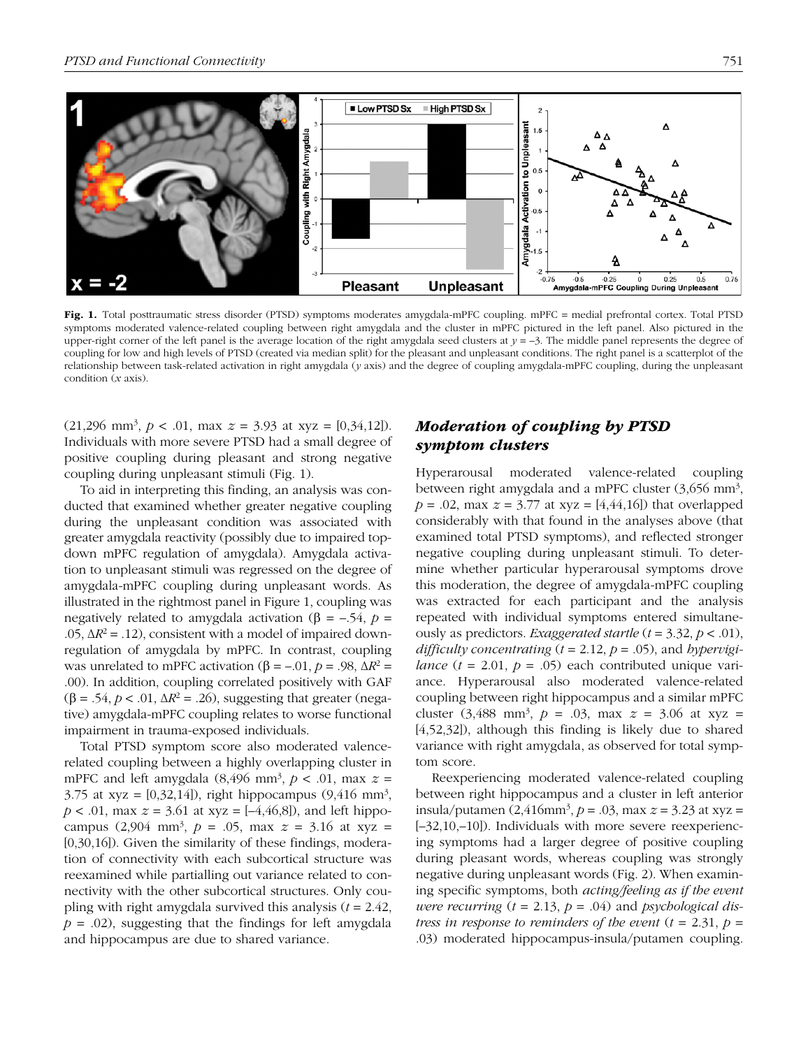Fig. 1. Total posttraumatic stress disorder (PTSD) symptoms moderates amygdala-mPFC coupling. mPFC = medial prefrontal cortex. Total PTSD symptoms moderated valence-related coupling between right amygdala and the cluster in mPFC pictured in the left panel. Also pictured in the upper-right corner of the left panel is the average location of the right amygdala seed clusters at $y = -3$. The middle panel represents the degree of coupling for low and high levels of PTSD (created via median split) for the pleasant and unpleasant conditions. The right panel is a scatterplot of the relationship between task-related activation in right amygdala ($y$ axis) and the degree of coupling amygdala-mPFC coupling, during the unpleasant condition ($x$ axis).

(21,296 mm$^3$, $p < .01$, max $z = 3.93$ at xyz = [0,34,12]). Individuals with more severe PTSD had a small degree of positive coupling during pleasant and strong negative coupling during unpleasant stimuli (Fig. 1).

To aid in interpreting this finding, an analysis was conducted that examined whether greater negative coupling during the unpleasant condition was associated with greater amygdala reactivity (possibly due to impaired top-down mPFC regulation of amygdala). Amygdala activation to unpleasant stimuli was regressed on the degree of amygdala-mPFC coupling during unpleasant words. As illustrated in the rightmost panel in Figure 1, coupling was negatively related to amygdala activation ($\beta = -.54$, $p = .05$, $\Delta R^2 = .12$), consistent with a model of impaired downregulation of amygdala by mPFC. In contrast, coupling was unrelated to mPFC activation ($\beta = -.01$, $p = .98$, $\Delta R^2 = .00$). In addition, coupling correlated positively with GAF ($\beta = .54$, $p < .01$, $\Delta R^2 = .26$), suggesting that greater (negative) amygdala-mPFC coupling relates to worse functional impairment in trauma-exposed individuals.

Total PTSD symptom score also moderated valence-related coupling between a highly overlapping cluster in mPFC and left amygdala (8,496 mm$^3$, $p < .01$, max $z = 3.75$ at xyz = [0,32,14]), right hippocampus (9,416 mm$^3$, $p < .01$, max $z = 3.61$ at xyz = [–4,46,8]), and left hippocampus (2,904 mm$^3$, $p = .05$, max $z = 3.16$ at xyz = [0,30,16]). Given the similarity of these findings, moderation of connectivity with each subcortical structure was reexamined while partialling out variance related to connectivity with the other subcortical structures. Only coupling with right amygdala survived this analysis ($t = 2.42$, $p = .02$), suggesting that the findings for left amygdala and hippocampus are due to shared variance.

## *Moderation of coupling by PTSD symptom clusters*

Hyperarousal moderated valence-related coupling between right amygdala and a mPFC cluster (3,656 mm$^3$, $p = .02$, max $z = 3.77$ at xyz = [4,44,16]) that overlapped considerably with that found in the analyses above (that examined total PTSD symptoms), and reflected stronger negative coupling during unpleasant stimuli. To determine whether particular hyperarousal symptoms drove this moderation, the degree of amygdala-mPFC coupling was extracted for each participant and the analysis repeated with individual symptoms entered simultaneously as predictors. *Exaggerated startle* ($t = 3.32$, $p < .01$), *difficulty concentrating* ($t = 2.12$, $p = .05$), and *hypervigilance* ($t = 2.01$, $p = .05$) each contributed unique variance. Hyperarousal also moderated valence-related coupling between right hippocampus and a similar mPFC cluster (3,488 mm$^3$, $p = .03$, max $z = 3.06$ at xyz = [4,52,32]), although this finding is likely due to shared variance with right amygdala, as observed for total symptom score.

Reexperiencing moderated valence-related coupling between right hippocampus and a cluster in left anterior insula/putamen (2,416mm$^3$, $p = .03$, max $z = 3.23$ at xyz = [–32,10,–10]). Individuals with more severe reexperiencing symptoms had a larger degree of positive coupling during pleasant words, whereas coupling was strongly negative during unpleasant words (Fig. 2). When examining specific symptoms, both *acting/feeling as if the event were recurring* ($t = 2.13$, $p = .04$) and *psychological distress in response to reminders of the event* ($t = 2.31$, $p = .03$) moderated hippocampus-insula/putamen coupling.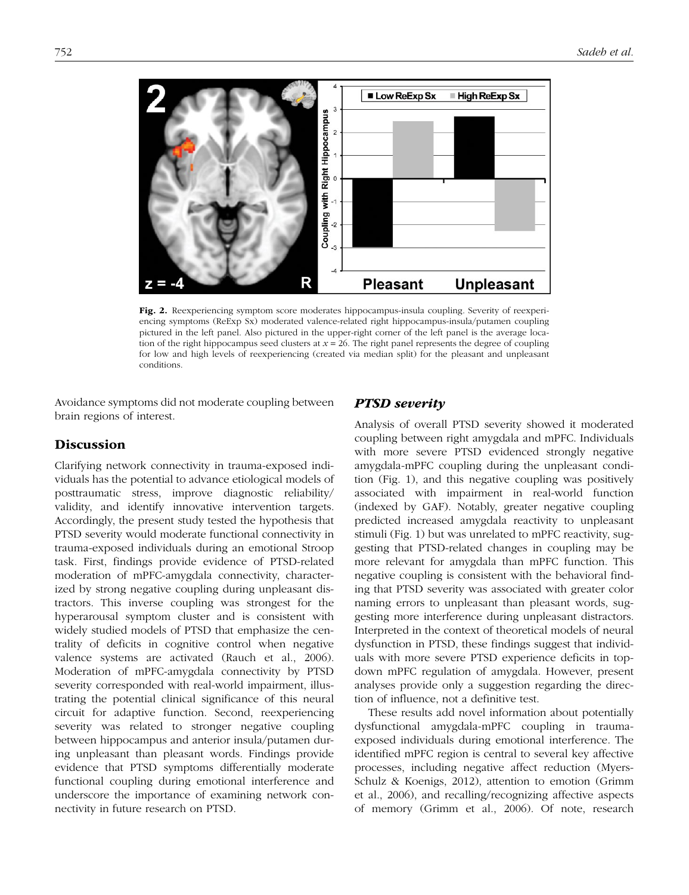**Fig. 2.** Reexperiencing symptom score moderates hippocampus-insula coupling. Severity of reexperiencing symptoms (ReExp Sx) moderated valence-related right hippocampus-insula/putamen coupling pictured in the left panel. Also pictured in the upper-right corner of the left panel is the average location of the right hippocampus seed clusters at $x = 26$. The right panel represents the degree of coupling for low and high levels of reexperiencing (created via median split) for the pleasant and unpleasant conditions.

Avoidance symptoms did not moderate coupling between brain regions of interest.

## Discussion

Clarifying network connectivity in trauma-exposed individuals has the potential to advance etiological models of posttraumatic stress, improve diagnostic reliability/validity, and identify innovative intervention targets. Accordingly, the present study tested the hypothesis that PTSD severity would moderate functional connectivity in trauma-exposed individuals during an emotional Stroop task. First, findings provide evidence of PTSD-related moderation of mPFC-amygdala connectivity, characterized by strong negative coupling during unpleasant distractors. This inverse coupling was strongest for the hyperarousal symptom cluster and is consistent with widely studied models of PTSD that emphasize the centrality of deficits in cognitive control when negative valence systems are activated (Rauch et al., 2006). Moderation of mPFC-amygdala connectivity by PTSD severity corresponded with real-world impairment, illustrating the potential clinical significance of this neural circuit for adaptive function. Second, reexperiencing severity was related to stronger negative coupling between hippocampus and anterior insula/putamen during unpleasant than pleasant words. Findings provide evidence that PTSD symptoms differentially moderate functional coupling during emotional interference and underscore the importance of examining network connectivity in future research on PTSD.

### *PTSD severity*

Analysis of overall PTSD severity showed it moderated coupling between right amygdala and mPFC. Individuals with more severe PTSD evidenced strongly negative amygdala-mPFC coupling during the unpleasant condition (Fig. 1), and this negative coupling was positively associated with impairment in real-world function (indexed by GAF). Notably, greater negative coupling predicted increased amygdala reactivity to unpleasant stimuli (Fig. 1) but was unrelated to mPFC reactivity, suggesting that PTSD-related changes in coupling may be more relevant for amygdala than mPFC function. This negative coupling is consistent with the behavioral finding that PTSD severity was associated with greater color naming errors to unpleasant than pleasant words, suggesting more interference during unpleasant distractors. Interpreted in the context of theoretical models of neural dysfunction in PTSD, these findings suggest that individuals with more severe PTSD experience deficits in top-down mPFC regulation of amygdala. However, present analyses provide only a suggestion regarding the direction of influence, not a definitive test.

These results add novel information about potentially dysfunctional amygdala-mPFC coupling in trauma-exposed individuals during emotional interference. The identified mPFC region is central to several key affective processes, including negative affect reduction (Myers-Schulz & Koenigs, 2012), attention to emotion (Grimm et al., 2006), and recalling/recognizing affective aspects of memory (Grimm et al., 2006). Of note, research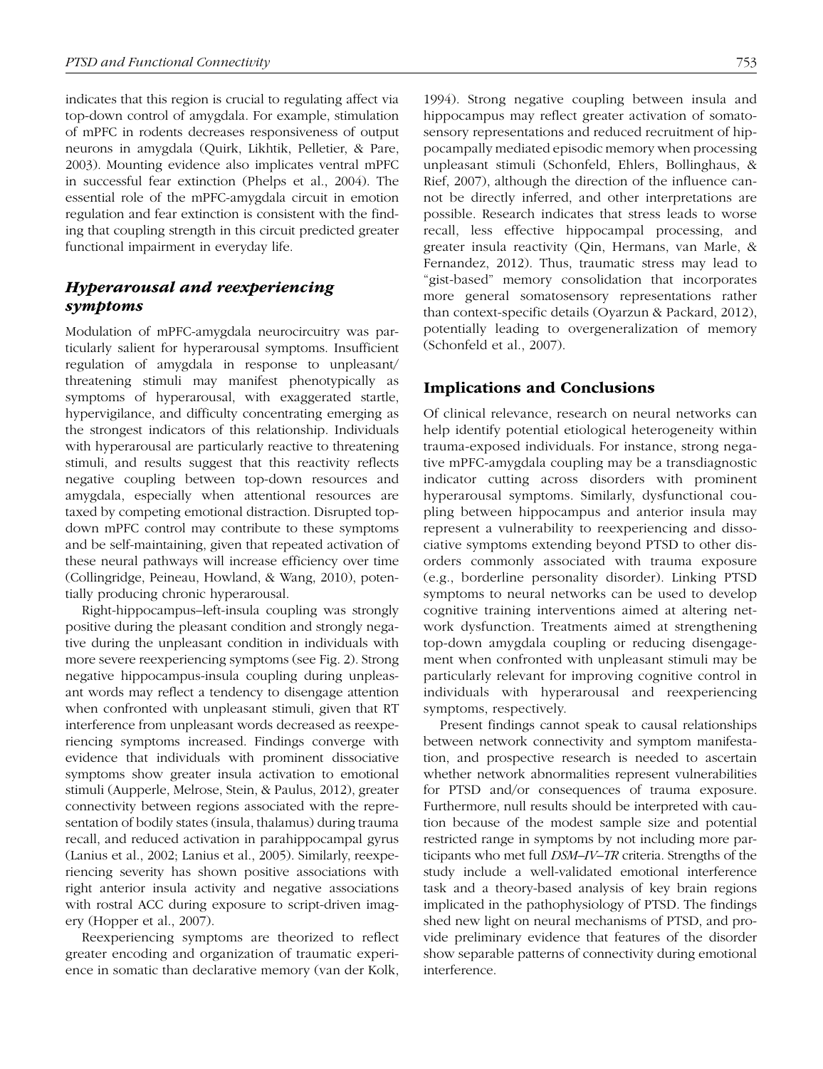indicates that this region is crucial to regulating affect via top-down control of amygdala. For example, stimulation of mPFC in rodents decreases responsiveness of output neurons in amygdala (Quirk, Likhtik, Pelletier, & Pare, 2003). Mounting evidence also implicates ventral mPFC in successful fear extinction (Phelps et al., 2004). The essential role of the mPFC-amygdala circuit in emotion regulation and fear extinction is consistent with the finding that coupling strength in this circuit predicted greater functional impairment in everyday life.

### *Hyperarousal and reexperiencing symptoms*

Modulation of mPFC-amygdala neurocircuitry was particularly salient for hyperarousal symptoms. Insufficient regulation of amygdala in response to unpleasant/threatening stimuli may manifest phenotypically as symptoms of hyperarousal, with exaggerated startle, hypervigilance, and difficulty concentrating emerging as the strongest indicators of this relationship. Individuals with hyperarousal are particularly reactive to threatening stimuli, and results suggest that this reactivity reflects negative coupling between top-down resources and amygdala, especially when attentional resources are taxed by competing emotional distraction. Disrupted top-down mPFC control may contribute to these symptoms and be self-maintaining, given that repeated activation of these neural pathways will increase efficiency over time (Collingridge, Peineau, Howland, & Wang, 2010), potentially producing chronic hyperarousal.

Right-hippocampus–left-insula coupling was strongly positive during the pleasant condition and strongly negative during the unpleasant condition in individuals with more severe reexperiencing symptoms (see Fig. 2). Strong negative hippocampus-insula coupling during unpleasant words may reflect a tendency to disengage attention when confronted with unpleasant stimuli, given that RT interference from unpleasant words decreased as reexperiencing symptoms increased. Findings converge with evidence that individuals with prominent dissociative symptoms show greater insula activation to emotional stimuli (Aupperle, Melrose, Stein, & Paulus, 2012), greater connectivity between regions associated with the representation of bodily states (insula, thalamus) during trauma recall, and reduced activation in parahippocampal gyrus (Lanius et al., 2002; Lanius et al., 2005). Similarly, reexperiencing severity has shown positive associations with right anterior insula activity and negative associations with rostral ACC during exposure to script-driven imagery (Hopper et al., 2007).

Reexperiencing symptoms are theorized to reflect greater encoding and organization of traumatic experience in somatic than declarative memory (van der Kolk, 1994). Strong negative coupling between insula and hippocampus may reflect greater activation of somatosensory representations and reduced recruitment of hippocampally mediated episodic memory when processing unpleasant stimuli (Schonfeld, Ehlers, Bollinghaus, & Rief, 2007), although the direction of the influence cannot be directly inferred, and other interpretations are possible. Research indicates that stress leads to worse recall, less effective hippocampal processing, and greater insula reactivity (Qin, Hermans, van Marle, & Fernandez, 2012). Thus, traumatic stress may lead to "gist-based" memory consolidation that incorporates more general somatosensory representations rather than context-specific details (Oyarzun & Packard, 2012), potentially leading to overgeneralization of memory (Schonfeld et al., 2007).

## Implications and Conclusions

Of clinical relevance, research on neural networks can help identify potential etiological heterogeneity within trauma-exposed individuals. For instance, strong negative mPFC-amygdala coupling may be a transdiagnostic indicator cutting across disorders with prominent hyperarousal symptoms. Similarly, dysfunctional coupling between hippocampus and anterior insula may represent a vulnerability to reexperiencing and dissociative symptoms extending beyond PTSD to other disorders commonly associated with trauma exposure (e.g., borderline personality disorder). Linking PTSD symptoms to neural networks can be used to develop cognitive training interventions aimed at altering network dysfunction. Treatments aimed at strengthening top-down amygdala coupling or reducing disengagement when confronted with unpleasant stimuli may be particularly relevant for improving cognitive control in individuals with hyperarousal and reexperiencing symptoms, respectively.

Present findings cannot speak to causal relationships between network connectivity and symptom manifestation, and prospective research is needed to ascertain whether network abnormalities represent vulnerabilities for PTSD and/or consequences of trauma exposure. Furthermore, null results should be interpreted with caution because of the modest sample size and potential restricted range in symptoms by not including more participants who met full *DSM–IV–TR* criteria. Strengths of the study include a well-validated emotional interference task and a theory-based analysis of key brain regions implicated in the pathophysiology of PTSD. The findings shed new light on neural mechanisms of PTSD, and provide preliminary evidence that features of the disorder show separable patterns of connectivity during emotional interference.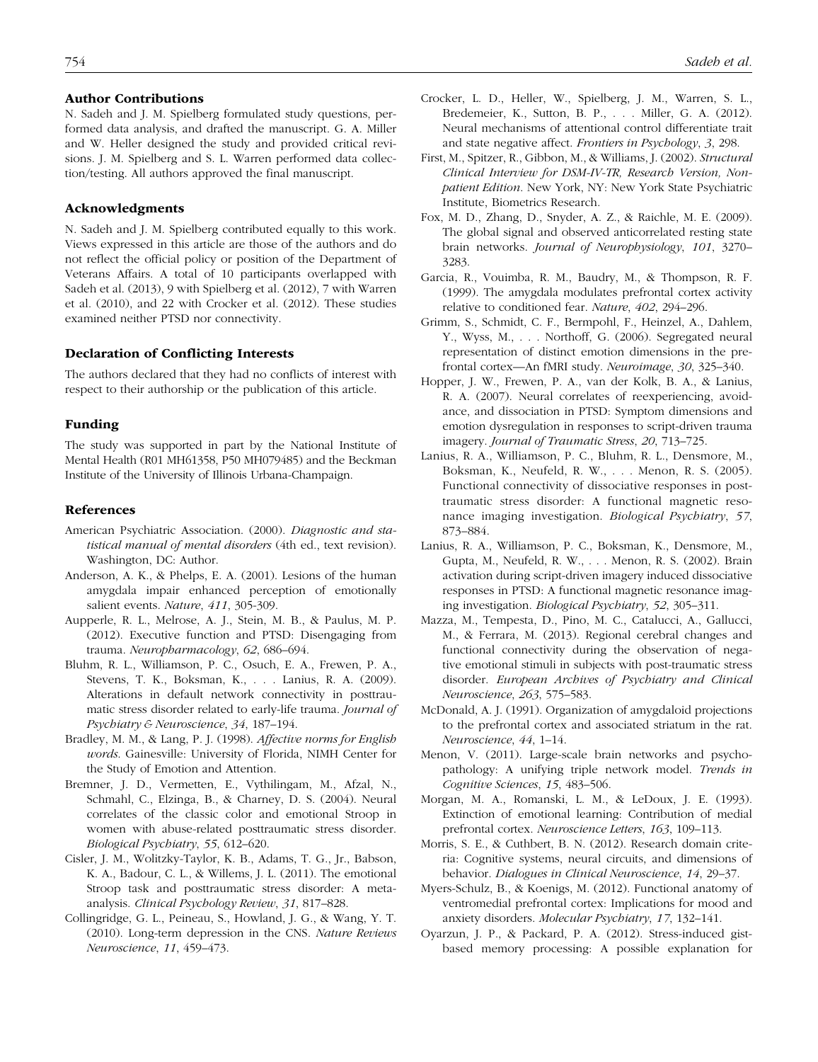## Author Contributions

N. Sadeh and J. M. Spielberg formulated study questions, performed data analysis, and drafted the manuscript. G. A. Miller and W. Heller designed the study and provided critical revisions. J. M. Spielberg and S. L. Warren performed data collection/testing. All authors approved the final manuscript.

## Acknowledgments

N. Sadeh and J. M. Spielberg contributed equally to this work. Views expressed in this article are those of the authors and do not reflect the official policy or position of the Department of Veterans Affairs. A total of 10 participants overlapped with Sadeh et al. (2013), 9 with Spielberg et al. (2012), 7 with Warren et al. (2010), and 22 with Crocker et al. (2012). These studies examined neither PTSD nor connectivity.

## Declaration of Conflicting Interests

The authors declared that they had no conflicts of interest with respect to their authorship or the publication of this article.

## Funding

The study was supported in part by the National Institute of Mental Health (R01 MH61358, P50 MH079485) and the Beckman Institute of the University of Illinois Urbana-Champaign.

## References

American Psychiatric Association. (2000). *Diagnostic and statistical manual of mental disorders* (4th ed., text revision). Washington, DC: Author.

Anderson, A. K., & Phelps, E. A. (2001). Lesions of the human amygdala impair enhanced perception of emotionally salient events. *Nature*, *411*, 305-309.

Aupperle, R. L., Melrose, A. J., Stein, M. B., & Paulus, M. P. (2012). Executive function and PTSD: Disengaging from trauma. *Neuropharmacology*, *62*, 686–694.

Bluhm, R. L., Williamson, P. C., Osuch, E. A., Frewen, P. A., Stevens, T. K., Boksman, K., . . . Lanius, R. A. (2009). Alterations in default network connectivity in posttraumatic stress disorder related to early-life trauma. *Journal of Psychiatry & Neuroscience*, *34*, 187–194.

Bradley, M. M., & Lang, P. J. (1998). *Affective norms for English words*. Gainesville: University of Florida, NIMH Center for the Study of Emotion and Attention.

Bremner, J. D., Vermetten, E., Vythilingam, M., Afzal, N., Schmahl, C., Elzinga, B., & Charney, D. S. (2004). Neural correlates of the classic color and emotional Stroop in women with abuse-related posttraumatic stress disorder. *Biological Psychiatry*, *55*, 612–620.

Cisler, J. M., Wolitzky-Taylor, K. B., Adams, T. G., Jr., Babson, K. A., Badour, C. L., & Willems, J. L. (2011). The emotional Stroop task and posttraumatic stress disorder: A meta-analysis. *Clinical Psychology Review*, *31*, 817–828.

Collingridge, G. L., Peineau, S., Howland, J. G., & Wang, Y. T. (2010). Long-term depression in the CNS. *Nature Reviews Neuroscience*, *11*, 459–473.

Crocker, L. D., Heller, W., Spielberg, J. M., Warren, S. L., Bredemeier, K., Sutton, B. P., . . . Miller, G. A. (2012). Neural mechanisms of attentional control differentiate trait and state negative affect. *Frontiers in Psychology*, *3*, 298.

First, M., Spitzer, R., Gibbon, M., & Williams, J. (2002). *Structural Clinical Interview for DSM-IV-TR, Research Version, Non-patient Edition*. New York, NY: New York State Psychiatric Institute, Biometrics Research.

Fox, M. D., Zhang, D., Snyder, A. Z., & Raichle, M. E. (2009). The global signal and observed anticorrelated resting state brain networks. *Journal of Neurophysiology*, *101*, 3270–3283.

Garcia, R., Vouimba, R. M., Baudry, M., & Thompson, R. F. (1999). The amygdala modulates prefrontal cortex activity relative to conditioned fear. *Nature*, *402*, 294–296.

Grimm, S., Schmidt, C. F., Bermpohl, F., Heinzel, A., Dahlem, Y., Wyss, M., . . . Northoff, G. (2006). Segregated neural representation of distinct emotion dimensions in the prefrontal cortex—An fMRI study. *Neuroimage*, *30*, 325–340.

Hopper, J. W., Frewen, P. A., van der Kolk, B. A., & Lanius, R. A. (2007). Neural correlates of reexperiencing, avoidance, and dissociation in PTSD: Symptom dimensions and emotion dysregulation in responses to script-driven trauma imagery. *Journal of Traumatic Stress*, *20*, 713–725.

Lanius, R. A., Williamson, P. C., Bluhm, R. L., Densmore, M., Boksman, K., Neufeld, R. W., . . . Menon, R. S. (2005). Functional connectivity of dissociative responses in posttraumatic stress disorder: A functional magnetic resonance imaging investigation. *Biological Psychiatry*, *57*, 873–884.

Lanius, R. A., Williamson, P. C., Boksman, K., Densmore, M., Gupta, M., Neufeld, R. W., . . . Menon, R. S. (2002). Brain activation during script-driven imagery induced dissociative responses in PTSD: A functional magnetic resonance imaging investigation. *Biological Psychiatry*, *52*, 305–311.

Mazza, M., Tempesta, D., Pino, M. C., Catalucci, A., Gallucci, M., & Ferrara, M. (2013). Regional cerebral changes and functional connectivity during the observation of negative emotional stimuli in subjects with post-traumatic stress disorder. *European Archives of Psychiatry and Clinical Neuroscience*, *263*, 575–583.

McDonald, A. J. (1991). Organization of amygdaloid projections to the prefrontal cortex and associated striatum in the rat. *Neuroscience*, *44*, 1–14.

Menon, V. (2011). Large-scale brain networks and psychopathology: A unifying triple network model. *Trends in Cognitive Sciences*, *15*, 483–506.

Morgan, M. A., Romanski, L. M., & LeDoux, J. E. (1993). Extinction of emotional learning: Contribution of medial prefrontal cortex. *Neuroscience Letters*, *163*, 109–113.

Morris, S. E., & Cuthbert, B. N. (2012). Research domain criteria: Cognitive systems, neural circuits, and dimensions of behavior. *Dialogues in Clinical Neuroscience*, *14*, 29–37.

Myers-Schulz, B., & Koenigs, M. (2012). Functional anatomy of ventromedial prefrontal cortex: Implications for mood and anxiety disorders. *Molecular Psychiatry*, *17*, 132–141.

Oyarzun, J. P., & Packard, P. A. (2012). Stress-induced gist-based memory processing: A possible explanation for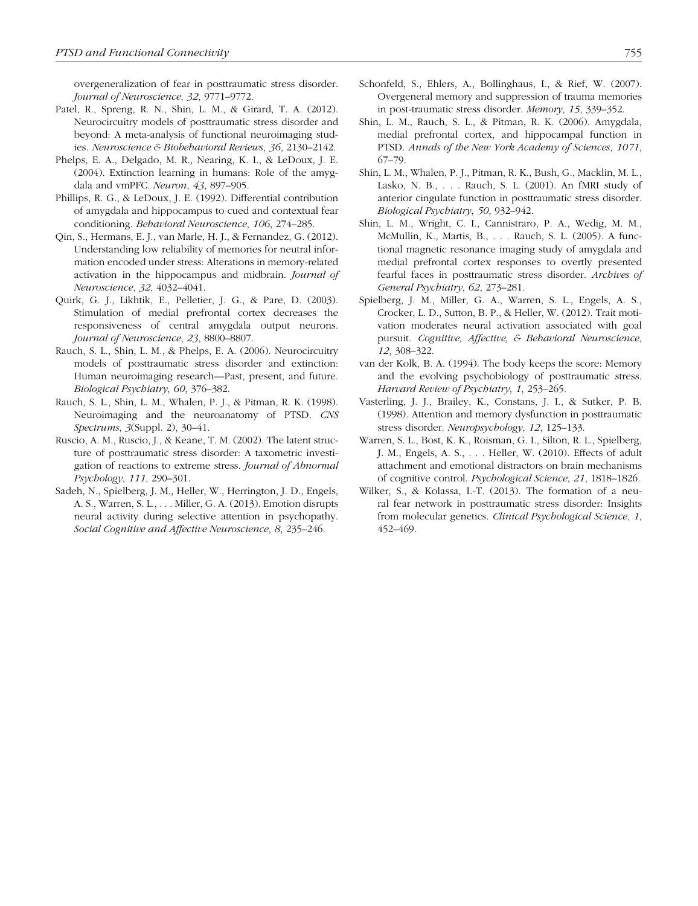overgeneralization of fear in posttraumatic stress disorder. *Journal of Neuroscience*, *32*, 9771–9772.

Patel, R., Spreng, R. N., Shin, L. M., & Girard, T. A. (2012). Neurocircuitry models of posttraumatic stress disorder and beyond: A meta-analysis of functional neuroimaging studies. *Neuroscience & Biobehavioral Reviews*, *36*, 2130–2142.

Phelps, E. A., Delgado, M. R., Nearing, K. I., & LeDoux, J. E. (2004). Extinction learning in humans: Role of the amygdala and vmPFC. *Neuron*, *43*, 897–905.

Phillips, R. G., & LeDoux, J. E. (1992). Differential contribution of amygdala and hippocampus to cued and contextual fear conditioning. *Behavioral Neuroscience*, *106*, 274–285.

Qin, S., Hermans, E. J., van Marle, H. J., & Fernandez, G. (2012). Understanding low reliability of memories for neutral information encoded under stress: Alterations in memory-related activation in the hippocampus and midbrain. *Journal of Neuroscience*, *32*, 4032–4041.

Quirk, G. J., Likhtik, E., Pelletier, J. G., & Pare, D. (2003). Stimulation of medial prefrontal cortex decreases the responsiveness of central amygdala output neurons. *Journal of Neuroscience*, *23*, 8800–8807.

Rauch, S. L., Shin, L. M., & Phelps, E. A. (2006). Neurocircuitry models of posttraumatic stress disorder and extinction: Human neuroimaging research—Past, present, and future. *Biological Psychiatry*, *60*, 376–382.

Rauch, S. L., Shin, L. M., Whalen, P. J., & Pitman, R. K. (1998). Neuroimaging and the neuroanatomy of PTSD. *CNS Spectrums*, *3*(Suppl. 2), 30–41.

Ruscio, A. M., Ruscio, J., & Keane, T. M. (2002). The latent structure of posttraumatic stress disorder: A taxometric investigation of reactions to extreme stress. *Journal of Abnormal Psychology*, *111*, 290–301.

Sadeh, N., Spielberg, J. M., Heller, W., Herrington, J. D., Engels, A. S., Warren, S. L., . . . Miller, G. A. (2013). Emotion disrupts neural activity during selective attention in psychopathy. *Social Cognitive and Affective Neuroscience*, *8*, 235–246.

Schonfeld, S., Ehlers, A., Bollinghaus, I., & Rief, W. (2007). Overgeneral memory and suppression of trauma memories in post-traumatic stress disorder. *Memory*, *15*, 339–352.

Shin, L. M., Rauch, S. L., & Pitman, R. K. (2006). Amygdala, medial prefrontal cortex, and hippocampal function in PTSD. *Annals of the New York Academy of Sciences*, *1071*, 67–79.

Shin, L. M., Whalen, P. J., Pitman, R. K., Bush, G., Macklin, M. L., Lasko, N. B., . . . Rauch, S. L. (2001). An fMRI study of anterior cingulate function in posttraumatic stress disorder. *Biological Psychiatry*, *50*, 932–942.

Shin, L. M., Wright, C. I., Cannistraro, P. A., Wedig, M. M., McMullin, K., Martis, B., . . . Rauch, S. L. (2005). A functional magnetic resonance imaging study of amygdala and medial prefrontal cortex responses to overtly presented fearful faces in posttraumatic stress disorder. *Archives of General Psychiatry*, *62*, 273–281.

Spielberg, J. M., Miller, G. A., Warren, S. L., Engels, A. S., Crocker, L. D., Sutton, B. P., & Heller, W. (2012). Trait motivation moderates neural activation associated with goal pursuit. *Cognitive, Affective, & Behavioral Neuroscience*, *12*, 308–322.

van der Kolk, B. A. (1994). The body keeps the score: Memory and the evolving psychobiology of posttraumatic stress. *Harvard Review of Psychiatry*, *1*, 253–265.

Vasterling, J. J., Brailey, K., Constans, J. I., & Sutker, P. B. (1998). Attention and memory dysfunction in posttraumatic stress disorder. *Neuropsychology*, *12*, 125–133.

Warren, S. L., Bost, K. K., Roisman, G. I., Silton, R. L., Spielberg, J. M., Engels, A. S., . . . Heller, W. (2010). Effects of adult attachment and emotional distractors on brain mechanisms of cognitive control. *Psychological Science*, *21*, 1818–1826.

Wilker, S., & Kolassa, I.-T. (2013). The formation of a neural fear network in posttraumatic stress disorder: Insights from molecular genetics. *Clinical Psychological Science*, *1*, 452–469.